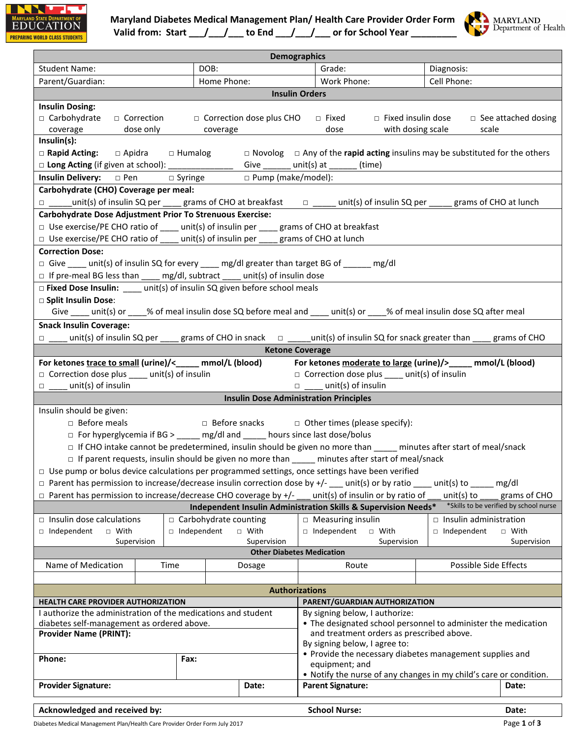# Maryland Diabetes Medical Management Plan/ Health Care Provider Order Form

Valid from: Start \_\_\_/\_\_\_/\_\_\_ to End \_\_\_/\_\_\_/\_\_\_ or for School Year \_\_\_\_\_\_\_\_\_

MARYLAND STATE DEPARTMENT OF EDUCATION — PREPARING WORLD CLASS STUDENTS

MARYLAND Department of Health

## Demographics

| Student Name: | DOB: | Grade: | Diagnosis: |
|---|---|---|---|
| Parent/Guardian: | Home Phone: | Work Phone: | Cell Phone: |

## Insulin Orders

**Insulin Dosing:**
□ Carbohydrate coverage □ Correction dose only □ Correction dose plus CHO coverage □ Fixed dose □ Fixed insulin dose with dosing scale □ See attached dosing scale

**Insulin(s):**
□ **Rapid Acting:** □ Apidra □ Humalog □ Novolog □ Any of the **rapid acting** insulins may be substituted for the others
□ **Long Acting** (if given at school): \_\_\_\_\_\_\_\_\_\_\_\_\_\_\_ Give \_\_\_\_\_\_ unit(s) at \_\_\_\_\_\_ (time)

**Insulin Delivery:** □ Pen □ Syringe □ Pump (make/model):

**Carbohydrate (CHO) Coverage per meal:**
□ \_\_\_\_\_unit(s) of insulin SQ per \_\_\_\_ grams of CHO at breakfast □ \_\_\_\_\_ unit(s) of insulin SQ per \_\_\_\_\_ grams of CHO at lunch

**Carbohydrate Dose Adjustment Prior To Strenuous Exercise:**
□ Use exercise/PE CHO ratio of \_\_\_\_ unit(s) of insulin per \_\_\_\_ grams of CHO at breakfast
□ Use exercise/PE CHO ratio of \_\_\_\_ unit(s) of insulin per \_\_\_\_ grams of CHO at lunch

**Correction Dose:**
□ Give \_\_\_\_ unit(s) of insulin SQ for every \_\_\_\_ mg/dl greater than target BG of \_\_\_\_\_\_ mg/dl
□ If pre-meal BG less than \_\_\_\_ mg/dl, subtract \_\_\_\_ unit(s) of insulin dose

□ **Fixed Dose Insulin:** \_\_\_\_ unit(s) of insulin SQ given before school meals

□ **Split Insulin Dose**:
Give \_\_\_\_ unit(s) or \_\_\_\_% of meal insulin dose SQ before meal and \_\_\_\_ unit(s) or \_\_\_\_% of meal insulin dose SQ after meal

**Snack Insulin Coverage:**
□ \_\_\_\_ unit(s) of insulin SQ per \_\_\_\_ grams of CHO in snack □ \_\_\_\_\_unit(s) of insulin SQ for snack greater than \_\_\_\_ grams of CHO

## Ketone Coverage

| For ketones trace to small (urine)/<\_\_\_\_\_ mmol/L (blood) | For ketones moderate to large (urine)/>\_\_\_\_\_ mmol/L (blood) |
|---|---|
| □ Correction dose plus \_\_\_\_ unit(s) of insulin | □ Correction dose plus \_\_\_\_ unit(s) of insulin |
| □ \_\_\_\_ unit(s) of insulin | □ \_\_\_\_ unit(s) of insulin |

## Insulin Dose Administration Principles

Insulin should be given:
- □ Before meals □ Before snacks □ Other times (please specify):
- □ For hyperglycemia if BG > \_\_\_\_\_ mg/dl and \_\_\_\_\_ hours since last dose/bolus
- □ If CHO intake cannot be predetermined, insulin should be given no more than \_\_\_\_\_ minutes after start of meal/snack
- □ If parent requests, insulin should be given no more than \_\_\_\_\_ minutes after start of meal/snack

□ Use pump or bolus device calculations per programmed settings, once settings have been verified
□ Parent has permission to increase/decrease insulin correction dose by +/- \_\_\_ unit(s) or by ratio \_\_\_\_ unit(s) to \_\_\_\_\_ mg/dl
□ Parent has permission to increase/decrease CHO coverage by +/- \_\_\_ unit(s) of insulin or by ratio of \_\_\_ unit(s) to \_\_\_\_ grams of CHO

## Independent Insulin Administration Skills & Supervision Needs*

*Skills to be verified by school nurse

| □ Insulin dose calculations | □ Carbohydrate counting | □ Measuring insulin | □ Insulin administration |
|---|---|---|---|
| □ Independent □ With Supervision | □ Independent □ With Supervision | □ Independent □ With Supervision | □ Independent □ With Supervision |

## Other Diabetes Medication

| Name of Medication | Time | Dosage | Route | Possible Side Effects |
|---|---|---|---|---|
| | | | | |

## Authorizations

**HEALTH CARE PROVIDER AUTHORIZATION**

I authorize the administration of the medications and student diabetes self-management as ordered above.

**Provider Name (PRINT):**

**Phone:** **Fax:**

**Provider Signature:** **Date:**

**PARENT/GUARDIAN AUTHORIZATION**

By signing below, I authorize:
- The designated school personnel to administer the medication and treatment orders as prescribed above.

By signing below, I agree to:
- Provide the necessary diabetes management supplies and equipment; and
- Notify the nurse of any changes in my child's care or condition.

**Parent Signature:** **Date:**

**Acknowledged and received by:** **School Nurse:** **Date:**

Diabetes Medical Management Plan/Health Care Provider Order Form July 2017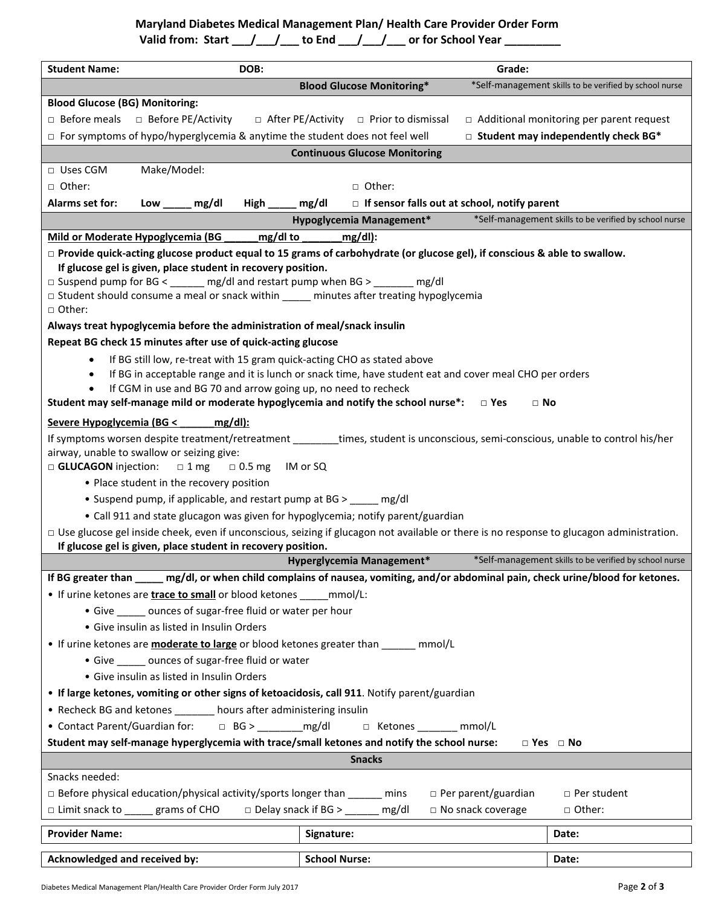# Maryland Diabetes Medical Management Plan/ Health Care Provider Order Form

**Valid from: Start ___/___/___ to End ___/___/___ or for School Year _________**

**Student Name:** **DOB:** **Grade:**

## Blood Glucose Monitoring*

*Self-management skills to be verified by school nurse

**Blood Glucose (BG) Monitoring:**

□ Before meals □ Before PE/Activity □ After PE/Activity □ Prior to dismissal □ Additional monitoring per parent request

□ For symptoms of hypo/hyperglycemia & anytime the student does not feel well **□ Student may independently check BG***

## Continuous Glucose Monitoring

□ Uses CGM Make/Model:

□ Other: □ Other:

**Alarms set for:** **Low _____ mg/dl** **High _____ mg/dl** **□ If sensor falls out at school, notify parent**

## Hypoglycemia Management*

*Self-management skills to be verified by school nurse

**Mild or Moderate Hypoglycemia (BG ______mg/dl to _______mg/dl):**

□ **Provide quick-acting glucose product equal to 15 grams of carbohydrate (or glucose gel), if conscious & able to swallow. If glucose gel is given, place student in recovery position.**

□ Suspend pump for BG < ______ mg/dl and restart pump when BG > _______ mg/dl

□ Student should consume a meal or snack within _____ minutes after treating hypoglycemia

□ Other:

**Always treat hypoglycemia before the administration of meal/snack insulin**

**Repeat BG check 15 minutes after use of quick-acting glucose**

- If BG still low, re-treat with 15 gram quick-acting CHO as stated above
- If BG in acceptable range and it is lunch or snack time, have student eat and cover meal CHO per orders
- If CGM in use and BG 70 and arrow going up, no need to recheck

**Student may self-manage mild or moderate hypoglycemia and notify the school nurse*:** □ Yes □ No

**Severe Hypoglycemia (BG < ______mg/dl):**

If symptoms worsen despite treatment/retreatment ________times, student is unconscious, semi-conscious, unable to control his/her airway, unable to swallow or seizing give:

□ **GLUCAGON** injection: □ 1 mg □ 0.5 mg IM or SQ

- Place student in the recovery position
- Suspend pump, if applicable, and restart pump at BG > _____ mg/dl
- Call 911 and state glucagon was given for hypoglycemia; notify parent/guardian

□ Use glucose gel inside cheek, even if unconscious, seizing if glucagon not available or there is no response to glucagon administration. **If glucose gel is given, place student in recovery position.**

## Hyperglycemia Management*

*Self-management skills to be verified by school nurse

**If BG greater than _____ mg/dl, or when child complains of nausea, vomiting, and/or abdominal pain, check urine/blood for ketones.**

- If urine ketones are **<u>trace to small</u>** or blood ketones _____mmol/L:
  - Give _____ ounces of sugar-free fluid or water per hour
  - Give insulin as listed in Insulin Orders
- If urine ketones are **<u>moderate to large</u>** or blood ketones greater than ______ mmol/L
  - Give _____ ounces of sugar-free fluid or water
  - Give insulin as listed in Insulin Orders
- **If large ketones, vomiting or other signs of ketoacidosis, call 911**. Notify parent/guardian
- Recheck BG and ketones _______ hours after administering insulin
- Contact Parent/Guardian for: □ BG > ________mg/dl □ Ketones _______ mmol/L

**Student may self-manage hyperglycemia with trace/small ketones and notify the school nurse:** □ Yes □ No

## Snacks

Snacks needed:

□ Before physical education/physical activity/sports longer than ______ mins □ Per parent/guardian □ Per student

□ Limit snack to _____ grams of CHO □ Delay snack if BG > ______ mg/dl □ No snack coverage □ Other:

| **Provider Name:** | **Signature:** | **Date:** |
|---|---|---|

| **Acknowledged and received by:** | **School Nurse:** | **Date:** |
|---|---|---|

Diabetes Medical Management Plan/Health Care Provider Order Form July 2017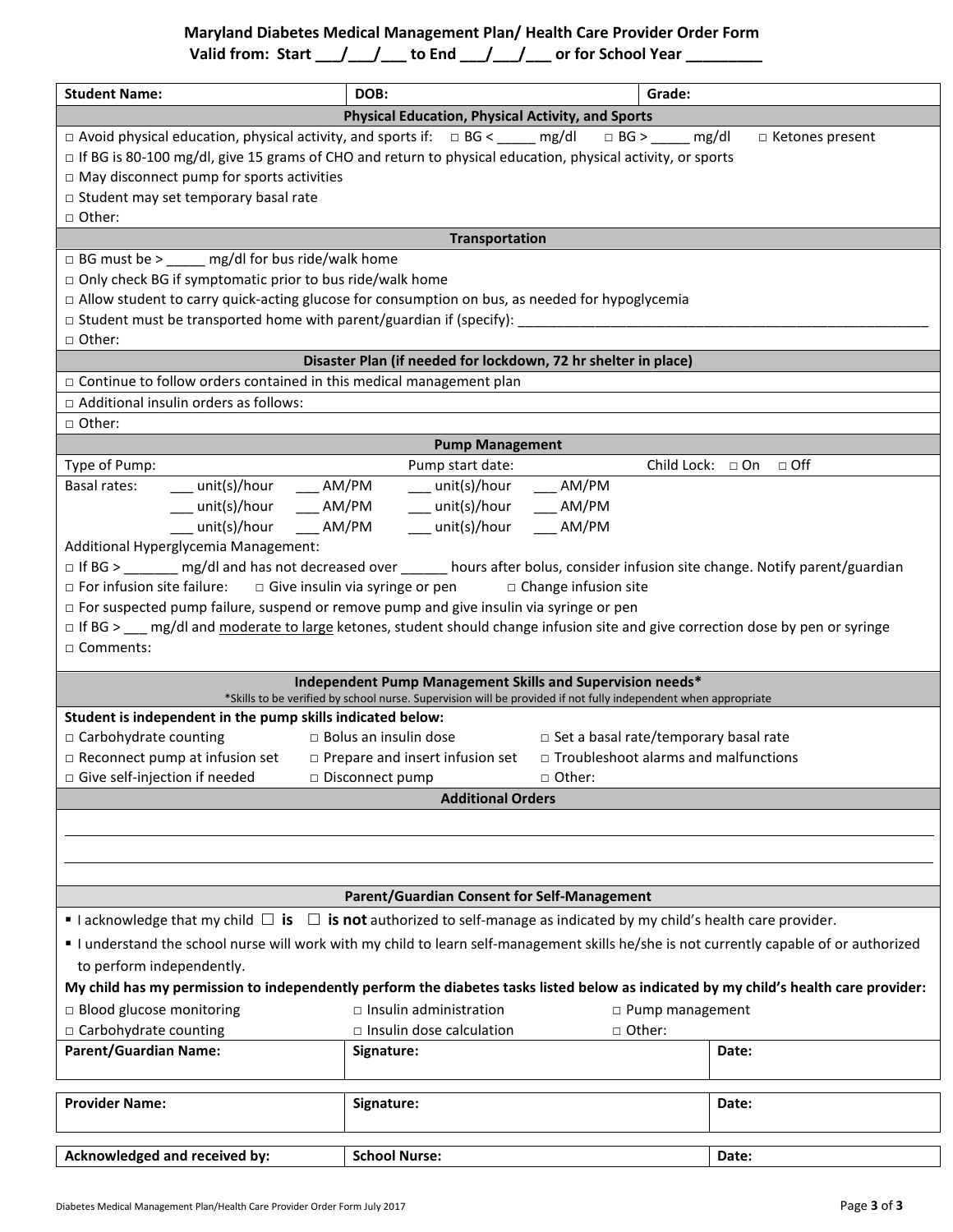# Maryland Diabetes Medical Management Plan/ Health Care Provider Order Form

**Valid from: Start \_\_\_/\_\_\_/\_\_\_ to End \_\_\_/\_\_\_/\_\_\_ or for School Year \_\_\_\_\_\_\_\_\_**

| **Student Name:** | **DOB:** | **Grade:** |
|---|---|---|

### Physical Education, Physical Activity, and Sports

□ Avoid physical education, physical activity, and sports if: □ BG < _____ mg/dl □ BG > _____ mg/dl □ Ketones present

□ If BG is 80-100 mg/dl, give 15 grams of CHO and return to physical education, physical activity, or sports

□ May disconnect pump for sports activities

□ Student may set temporary basal rate

□ Other:

### Transportation

□ BG must be > _____ mg/dl for bus ride/walk home

□ Only check BG if symptomatic prior to bus ride/walk home

□ Allow student to carry quick-acting glucose for consumption on bus, as needed for hypoglycemia

□ Student must be transported home with parent/guardian if (specify): ______________________________

□ Other:

### Disaster Plan (if needed for lockdown, 72 hr shelter in place)

□ Continue to follow orders contained in this medical management plan

□ Additional insulin orders as follows:

□ Other:

### Pump Management

Type of Pump: Pump start date: Child Lock: □ On □ Off

Basal rates:

| | | | |
|---|---|---|---|
| ___ unit(s)/hour | ___ AM/PM | ___ unit(s)/hour | ___ AM/PM |
| ___ unit(s)/hour | ___ AM/PM | ___ unit(s)/hour | ___ AM/PM |
| ___ unit(s)/hour | ___ AM/PM | ___ unit(s)/hour | ___ AM/PM |

Additional Hyperglycemia Management:

□ If BG > _______ mg/dl and has not decreased over ______ hours after bolus, consider infusion site change. Notify parent/guardian

□ For infusion site failure: □ Give insulin via syringe or pen □ Change infusion site

□ For suspected pump failure, suspend or remove pump and give insulin via syringe or pen

□ If BG > ___ mg/dl and moderate to large ketones, student should change infusion site and give correction dose by pen or syringe

□ Comments:

### Independent Pump Management Skills and Supervision needs*

*Skills to be verified by school nurse. Supervision will be provided if not fully independent when appropriate

**Student is independent in the pump skills indicated below:**

| | | |
|---|---|---|
| □ Carbohydrate counting | □ Bolus an insulin dose | □ Set a basal rate/temporary basal rate |
| □ Reconnect pump at infusion set | □ Prepare and insert infusion set | □ Troubleshoot alarms and malfunctions |
| □ Give self-injection if needed | □ Disconnect pump | □ Other: |

### Additional Orders

______________________________

______________________________

### Parent/Guardian Consent for Self-Management

- I acknowledge that my child ☐ **is** ☐ **is not** authorized to self-manage as indicated by my child's health care provider.
- I understand the school nurse will work with my child to learn self-management skills he/she is not currently capable of or authorized to perform independently.

**My child has my permission to independently perform the diabetes tasks listed below as indicated by my child's health care provider:**

| | | |
|---|---|---|
| □ Blood glucose monitoring | □ Insulin administration | □ Pump management |
| □ Carbohydrate counting | □ Insulin dose calculation | □ Other: |

| **Parent/Guardian Name:** | **Signature:** | **Date:** |
|---|---|---|

| **Provider Name:** | **Signature:** | **Date:** |
|---|---|---|

| **Acknowledged and received by:** | **School Nurse:** | **Date:** |
|---|---|---|

Diabetes Medical Management Plan/Health Care Provider Order Form July 2017